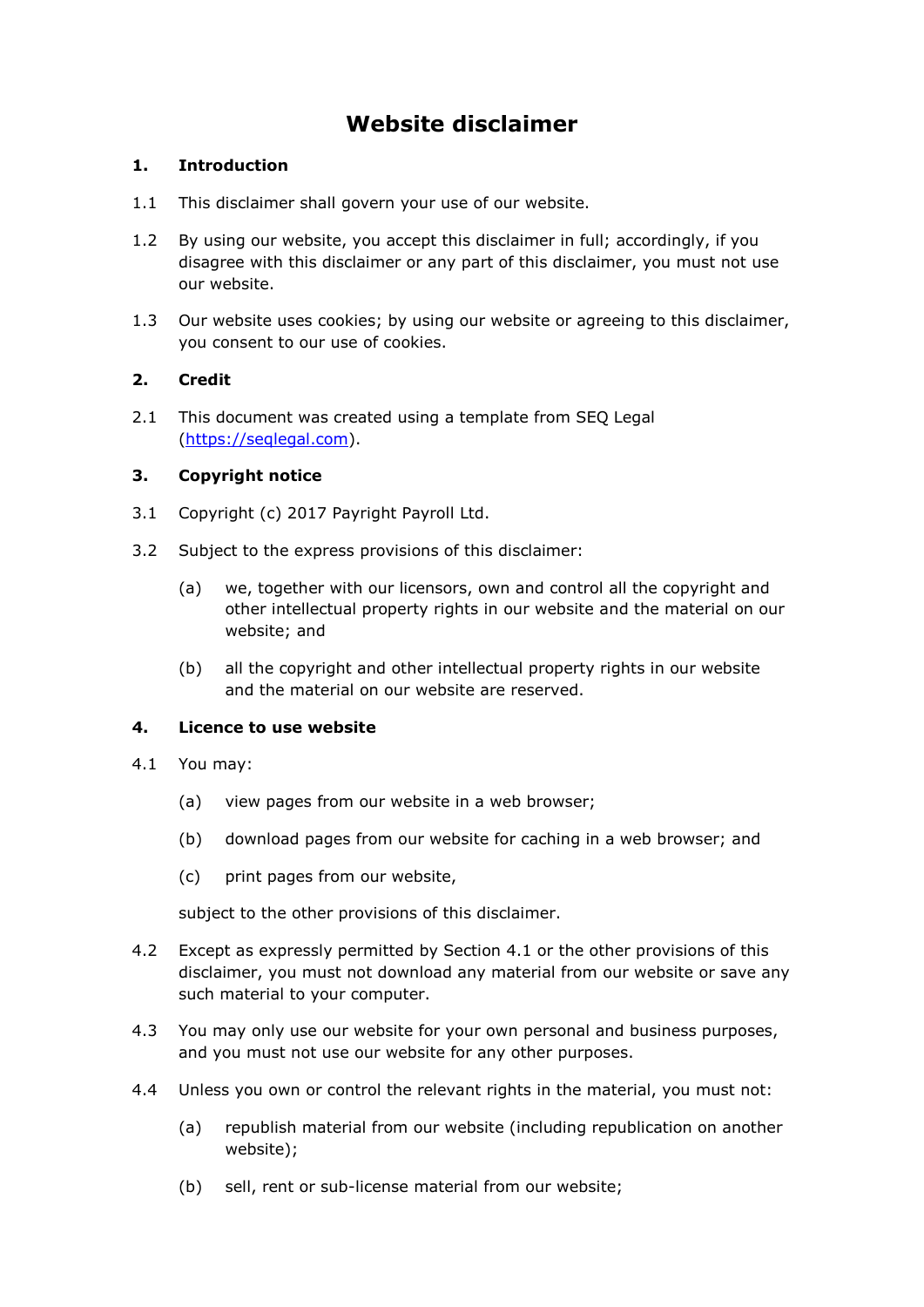# Website disclaimer

## 1. Introduction

1.1 This disclaimer shall govern your use of our website.

1.2 By using our website, you accept this disclaimer in full; accordingly, if you disagree with this disclaimer or any part of this disclaimer, you must not use our website.

1.3 Our website uses cookies; by using our website or agreeing to this disclaimer, you consent to our use of cookies.

## 2. Credit

2.1 This document was created using a template from SEQ Legal (https://seqlegal.com).

## 3. Copyright notice

3.1 Copyright (c) 2017 Payright Payroll Ltd.

3.2 Subject to the express provisions of this disclaimer:

(a) we, together with our licensors, own and control all the copyright and other intellectual property rights in our website and the material on our website; and

(b) all the copyright and other intellectual property rights in our website and the material on our website are reserved.

## 4. Licence to use website

4.1 You may:

(a) view pages from our website in a web browser;

(b) download pages from our website for caching in a web browser; and

(c) print pages from our website,

subject to the other provisions of this disclaimer.

4.2 Except as expressly permitted by Section 4.1 or the other provisions of this disclaimer, you must not download any material from our website or save any such material to your computer.

4.3 You may only use our website for your own personal and business purposes, and you must not use our website for any other purposes.

4.4 Unless you own or control the relevant rights in the material, you must not:

(a) republish material from our website (including republication on another website);

(b) sell, rent or sub-license material from our website;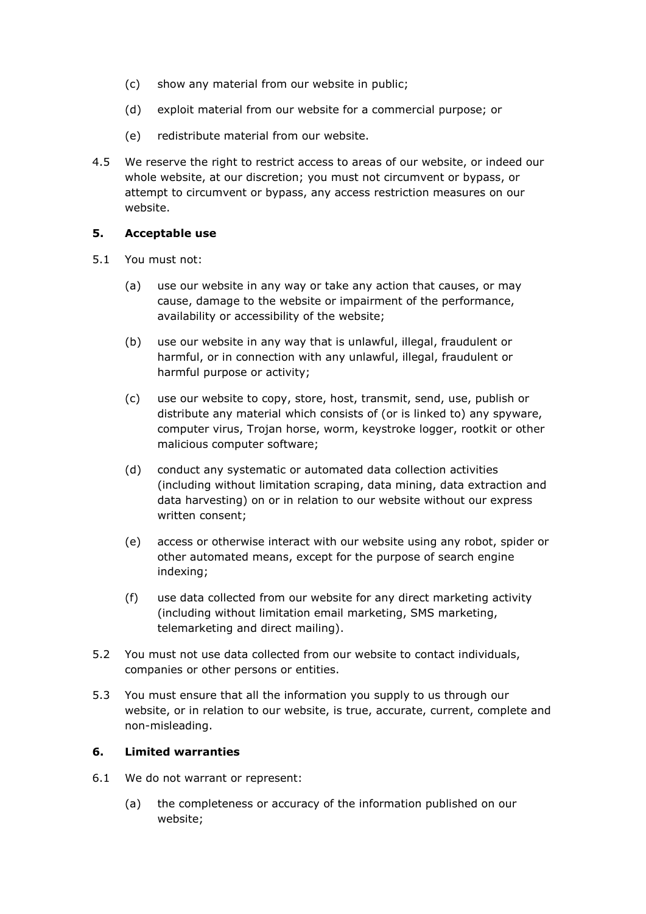(c) show any material from our website in public;

(d) exploit material from our website for a commercial purpose; or

(e) redistribute material from our website.

4.5 We reserve the right to restrict access to areas of our website, or indeed our whole website, at our discretion; you must not circumvent or bypass, or attempt to circumvent or bypass, any access restriction measures on our website.

## 5. Acceptable use

5.1 You must not:

(a) use our website in any way or take any action that causes, or may cause, damage to the website or impairment of the performance, availability or accessibility of the website;

(b) use our website in any way that is unlawful, illegal, fraudulent or harmful, or in connection with any unlawful, illegal, fraudulent or harmful purpose or activity;

(c) use our website to copy, store, host, transmit, send, use, publish or distribute any material which consists of (or is linked to) any spyware, computer virus, Trojan horse, worm, keystroke logger, rootkit or other malicious computer software;

(d) conduct any systematic or automated data collection activities (including without limitation scraping, data mining, data extraction and data harvesting) on or in relation to our website without our express written consent;

(e) access or otherwise interact with our website using any robot, spider or other automated means, except for the purpose of search engine indexing;

(f) use data collected from our website for any direct marketing activity (including without limitation email marketing, SMS marketing, telemarketing and direct mailing).

5.2 You must not use data collected from our website to contact individuals, companies or other persons or entities.

5.3 You must ensure that all the information you supply to us through our website, or in relation to our website, is true, accurate, current, complete and non-misleading.

## 6. Limited warranties

6.1 We do not warrant or represent:

(a) the completeness or accuracy of the information published on our website;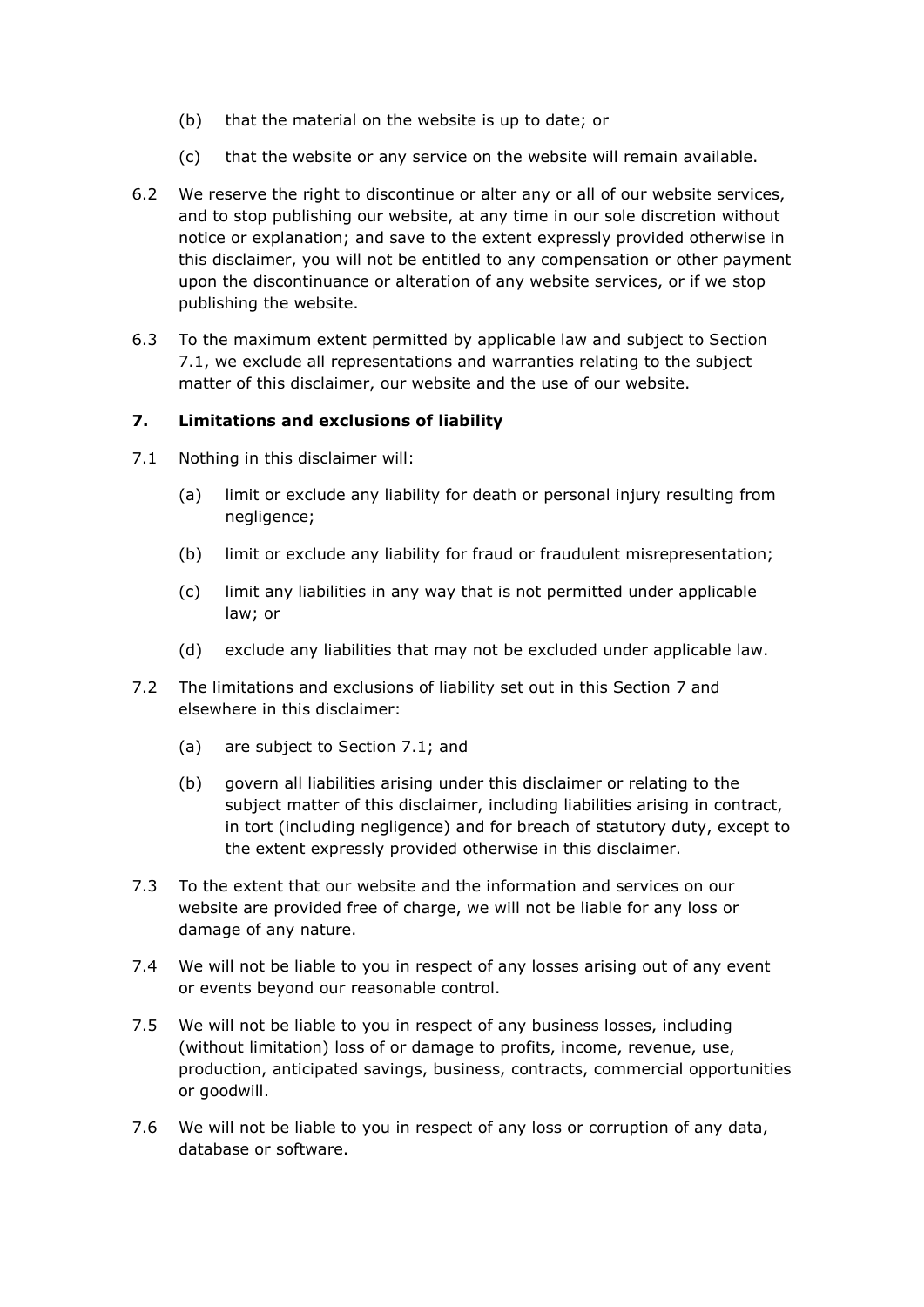(b) that the material on the website is up to date; or

(c) that the website or any service on the website will remain available.

6.2 We reserve the right to discontinue or alter any or all of our website services, and to stop publishing our website, at any time in our sole discretion without notice or explanation; and save to the extent expressly provided otherwise in this disclaimer, you will not be entitled to any compensation or other payment upon the discontinuance or alteration of any website services, or if we stop publishing the website.

6.3 To the maximum extent permitted by applicable law and subject to Section 7.1, we exclude all representations and warranties relating to the subject matter of this disclaimer, our website and the use of our website.

## 7. Limitations and exclusions of liability

7.1 Nothing in this disclaimer will:

(a) limit or exclude any liability for death or personal injury resulting from negligence;

(b) limit or exclude any liability for fraud or fraudulent misrepresentation;

(c) limit any liabilities in any way that is not permitted under applicable law; or

(d) exclude any liabilities that may not be excluded under applicable law.

7.2 The limitations and exclusions of liability set out in this Section 7 and elsewhere in this disclaimer:

(a) are subject to Section 7.1; and

(b) govern all liabilities arising under this disclaimer or relating to the subject matter of this disclaimer, including liabilities arising in contract, in tort (including negligence) and for breach of statutory duty, except to the extent expressly provided otherwise in this disclaimer.

7.3 To the extent that our website and the information and services on our website are provided free of charge, we will not be liable for any loss or damage of any nature.

7.4 We will not be liable to you in respect of any losses arising out of any event or events beyond our reasonable control.

7.5 We will not be liable to you in respect of any business losses, including (without limitation) loss of or damage to profits, income, revenue, use, production, anticipated savings, business, contracts, commercial opportunities or goodwill.

7.6 We will not be liable to you in respect of any loss or corruption of any data, database or software.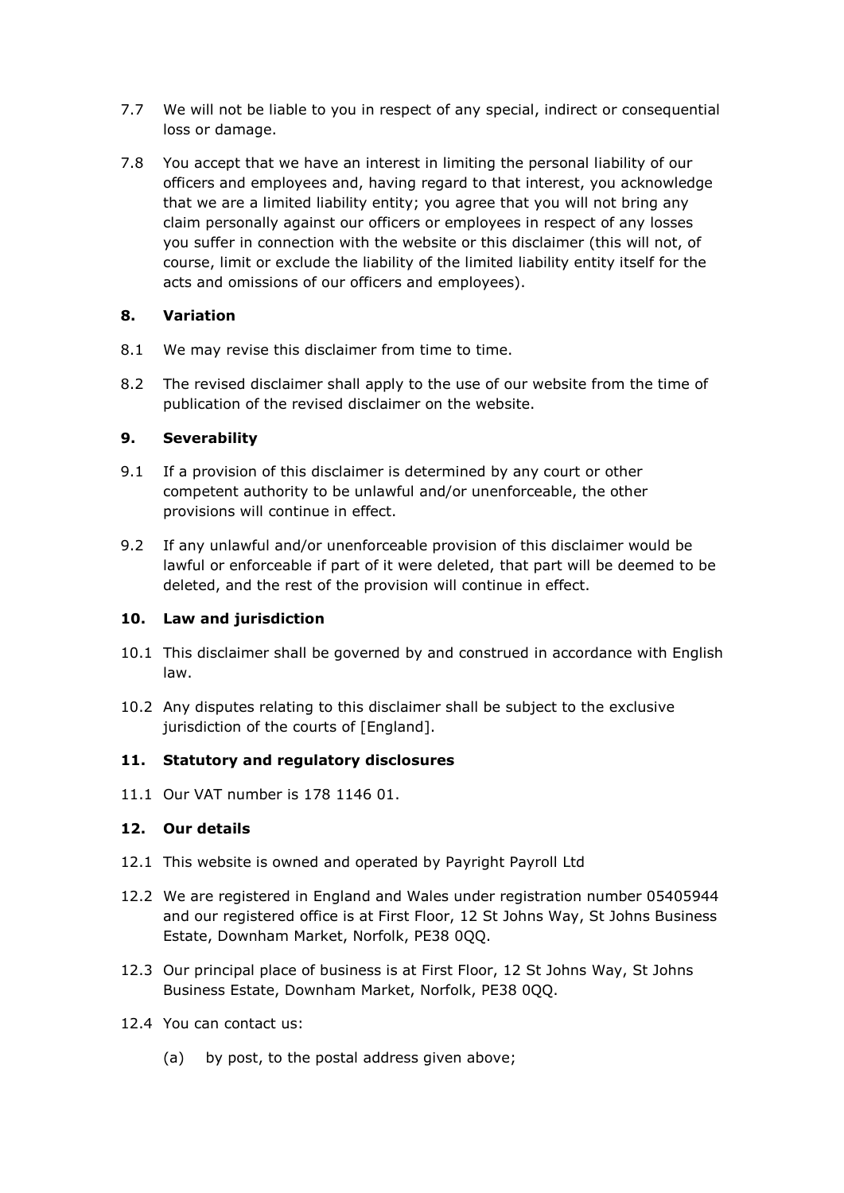7.7 We will not be liable to you in respect of any special, indirect or consequential loss or damage.

7.8 You accept that we have an interest in limiting the personal liability of our officers and employees and, having regard to that interest, you acknowledge that we are a limited liability entity; you agree that you will not bring any claim personally against our officers or employees in respect of any losses you suffer in connection with the website or this disclaimer (this will not, of course, limit or exclude the liability of the limited liability entity itself for the acts and omissions of our officers and employees).

## 8. Variation

8.1 We may revise this disclaimer from time to time.

8.2 The revised disclaimer shall apply to the use of our website from the time of publication of the revised disclaimer on the website.

## 9. Severability

9.1 If a provision of this disclaimer is determined by any court or other competent authority to be unlawful and/or unenforceable, the other provisions will continue in effect.

9.2 If any unlawful and/or unenforceable provision of this disclaimer would be lawful or enforceable if part of it were deleted, that part will be deemed to be deleted, and the rest of the provision will continue in effect.

## 10. Law and jurisdiction

10.1 This disclaimer shall be governed by and construed in accordance with English law.

10.2 Any disputes relating to this disclaimer shall be subject to the exclusive jurisdiction of the courts of [England].

## 11. Statutory and regulatory disclosures

11.1 Our VAT number is 178 1146 01.

## 12. Our details

12.1 This website is owned and operated by Payright Payroll Ltd

12.2 We are registered in England and Wales under registration number 05405944 and our registered office is at First Floor, 12 St Johns Way, St Johns Business Estate, Downham Market, Norfolk, PE38 0QQ.

12.3 Our principal place of business is at First Floor, 12 St Johns Way, St Johns Business Estate, Downham Market, Norfolk, PE38 0QQ.

12.4 You can contact us:

(a) by post, to the postal address given above;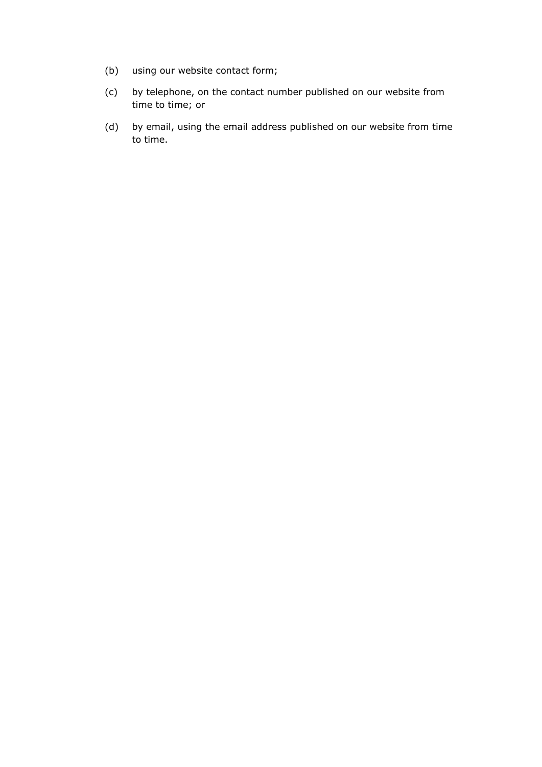(b) using our website contact form;

(c) by telephone, on the contact number published on our website from time to time; or

(d) by email, using the email address published on our website from time to time.